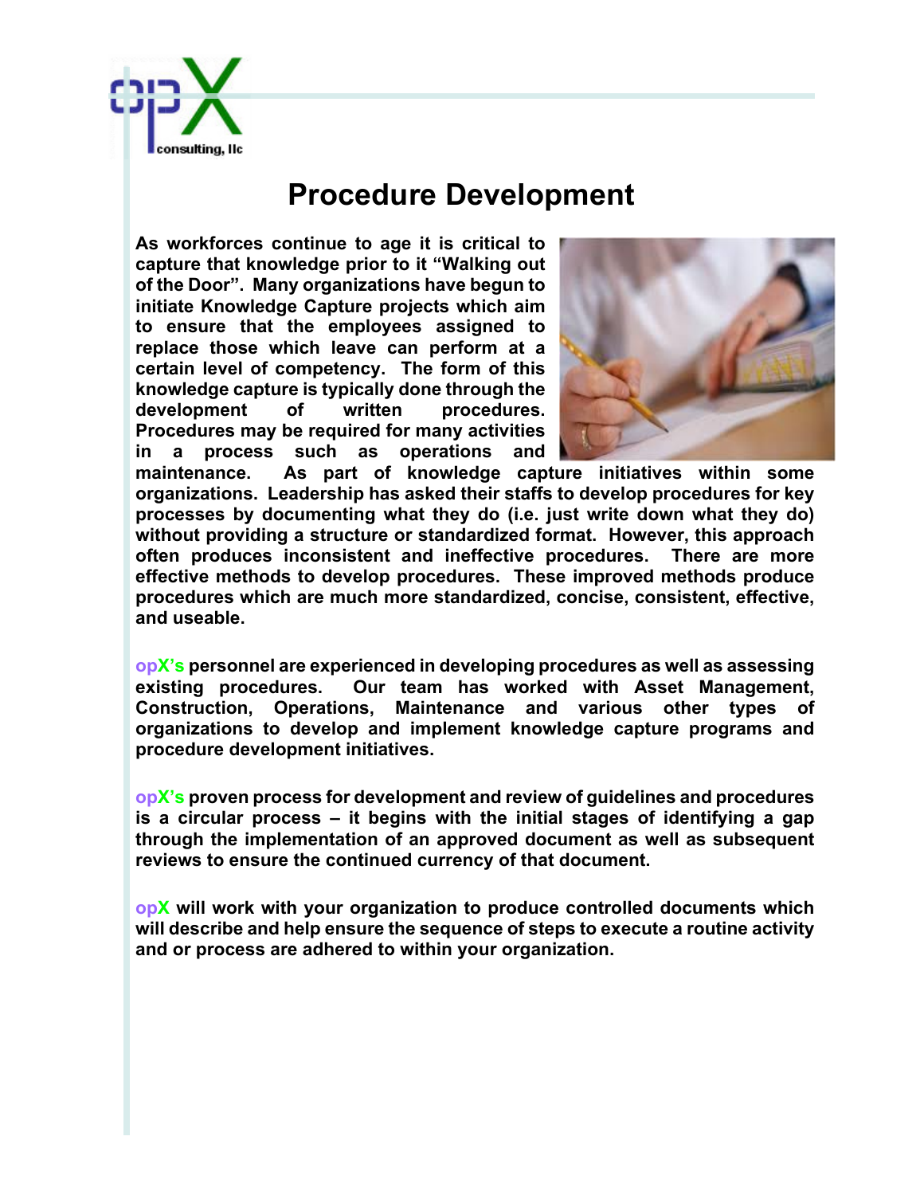# Procedure Development

**As workforces continue to age it is critical to capture that knowledge prior to it "Walking out of the Door". Many organizations have begun to initiate Knowledge Capture projects which aim to ensure that the employees assigned to replace those which leave can perform at a certain level of competency. The form of this knowledge capture is typically done through the development of written procedures. Procedures may be required for many activities in a process such as operations and maintenance. As part of knowledge capture initiatives within some organizations. Leadership has asked their staffs to develop procedures for key processes by documenting what they do (i.e. just write down what they do) without providing a structure or standardized format. However, this approach often produces inconsistent and ineffective procedures. There are more effective methods to develop procedures. These improved methods produce procedures which are much more standardized, concise, consistent, effective, and useable.**

**opX's personnel are experienced in developing procedures as well as assessing existing procedures. Our team has worked with Asset Management, Construction, Operations, Maintenance and various other types of organizations to develop and implement knowledge capture programs and procedure development initiatives.**

**opX's proven process for development and review of guidelines and procedures is a circular process – it begins with the initial stages of identifying a gap through the implementation of an approved document as well as subsequent reviews to ensure the continued currency of that document.**

**opX will work with your organization to produce controlled documents which will describe and help ensure the sequence of steps to execute a routine activity and or process are adhered to within your organization.**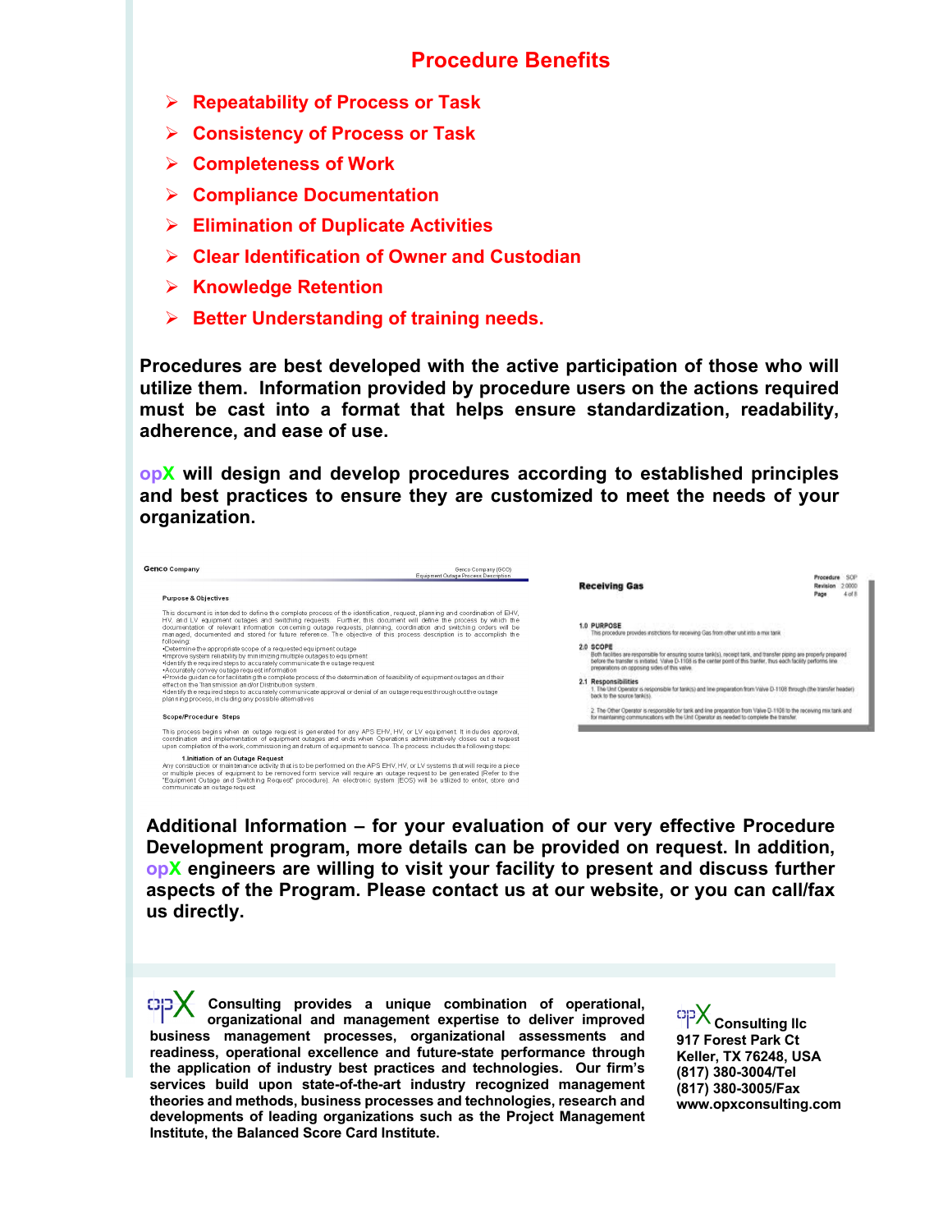## Procedure Benefits

- Repeatability of Process or Task
- Consistency of Process or Task
- Completeness of Work
- Compliance Documentation
- Elimination of Duplicate Activities
- Clear Identification of Owner and Custodian
- Knowledge Retention
- Better Understanding of training needs.

**Procedures are best developed with the active participation of those who will utilize them. Information provided by procedure users on the actions required must be cast into a format that helps ensure standardization, readability, adherence, and ease of use.**

**opX will design and develop procedures according to established principles and best practices to ensure they are customized to meet the needs of your organization.**

Genco Company

Genco Company (GCO)
Equipment Outage Process Description

Purpose & Objectives

This document is intended to define the complete process of the identification, request, planning and coordination of EHV, HV, and LV equipment outages and switching requests. Further, this document will define the process by which the documentation of relevant information concerning outage requests, planning, coordination and switching orders will be managed, documented and stored for future reference. The objective of this process description is to accomplish the following:
•Determine the appropriate scope of a requested equipment outage
•Improve system reliability by minimizing multiple outages to equipment
•Identify the required steps to accurately communicate the outage request
•Accurately convey outage request information
•Provide guidance for facilitating the complete process of the determination of feasibility of equipment outages and their effect on the Transmission and/or Distribution system
•Identify the required steps to accurately communicate approval or denial of an outage request throughout the outage planning process, including any possible alternatives

Scope/Procedure Steps

This process begins when an outage request is generated for any APS EHV, HV, or LV equipment. It includes approval, coordination and implementation of equipment outages and ends when Operations administratively closes out a request upon completion of the work, commissioning and return of equipment to service. The process includes the following steps:

1.Initiation of an Outage Request
Any construction or maintenance activity that is to be performed on the APS EHV, HV, or LV systems that will require a piece or multiple pieces of equipment to be removed form service will require an outage request to be generated (Refer to the "Equipment Outage and Switching Request" procedure). An electronic system (EOS) will be utilized to enter, store and communicate an outage request

Receiving Gas

Procedure SOP
Revision 2.0000
Page 4 of 8

1.0 PURPOSE
This procedure provides instructions for receiving Gas from other unit into a mix tank

2.0 SCOPE
Both facilities are responsible for ensuring source tank(s), receipt tank, and transfer piping are properly prepared before the transfer is initiated. Valve D-1108 is the center point of this tranfer, thus each facility performs line preparations on opposing sides of this valve.

2.1 Responsibilities
1. The Unit Operator is responsible for tank(s) and line preparation from Valve D-1108 through (the transfer header) back to the source tank(s).

2. The Other Operator is responsible for tank and line preparation from Valve D-1108 to the receiving mix tank and for maintaining communications with the Unit Operator as needed to complete the transfer.

**Additional Information – for your evaluation of our very effective Procedure Development program, more details can be provided on request. In addition, opX engineers are willing to visit your facility to present and discuss further aspects of the Program. Please contact us at our website, or you can call/fax us directly.**

**opX Consulting provides a unique combination of operational, organizational and management expertise to deliver improved business management processes, organizational assessments and readiness, operational excellence and future-state performance through the application of industry best practices and technologies. Our firm's services build upon state-of-the-art industry recognized management theories and methods, business processes and technologies, research and developments of leading organizations such as the Project Management Institute, the Balanced Score Card Institute.**

**opX Consulting llc**
**917 Forest Park Ct**
**Keller, TX 76248, USA**
**(817) 380-3004/Tel**
**(817) 380-3005/Fax**
**www.opxconsulting.com**